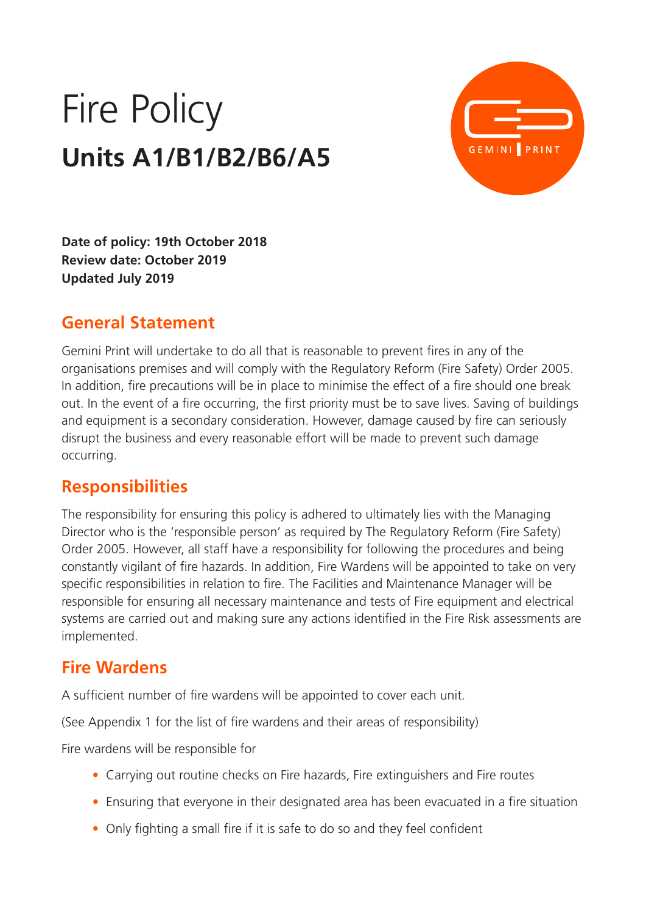# Fire Policy

## Units A1/B1/B2/B6/A5

**Date of policy: 19th October 2018**
**Review date: October 2019**
**Updated July 2019**

## General Statement

Gemini Print will undertake to do all that is reasonable to prevent fires in any of the organisations premises and will comply with the Regulatory Reform (Fire Safety) Order 2005. In addition, fire precautions will be in place to minimise the effect of a fire should one break out. In the event of a fire occurring, the first priority must be to save lives. Saving of buildings and equipment is a secondary consideration. However, damage caused by fire can seriously disrupt the business and every reasonable effort will be made to prevent such damage occurring.

## Responsibilities

The responsibility for ensuring this policy is adhered to ultimately lies with the Managing Director who is the 'responsible person' as required by The Regulatory Reform (Fire Safety) Order 2005. However, all staff have a responsibility for following the procedures and being constantly vigilant of fire hazards. In addition, Fire Wardens will be appointed to take on very specific responsibilities in relation to fire. The Facilities and Maintenance Manager will be responsible for ensuring all necessary maintenance and tests of Fire equipment and electrical systems are carried out and making sure any actions identified in the Fire Risk assessments are implemented.

## Fire Wardens

A sufficient number of fire wardens will be appointed to cover each unit.

(See Appendix 1 for the list of fire wardens and their areas of responsibility)

Fire wardens will be responsible for

- Carrying out routine checks on Fire hazards, Fire extinguishers and Fire routes
- Ensuring that everyone in their designated area has been evacuated in a fire situation
- Only fighting a small fire if it is safe to do so and they feel confident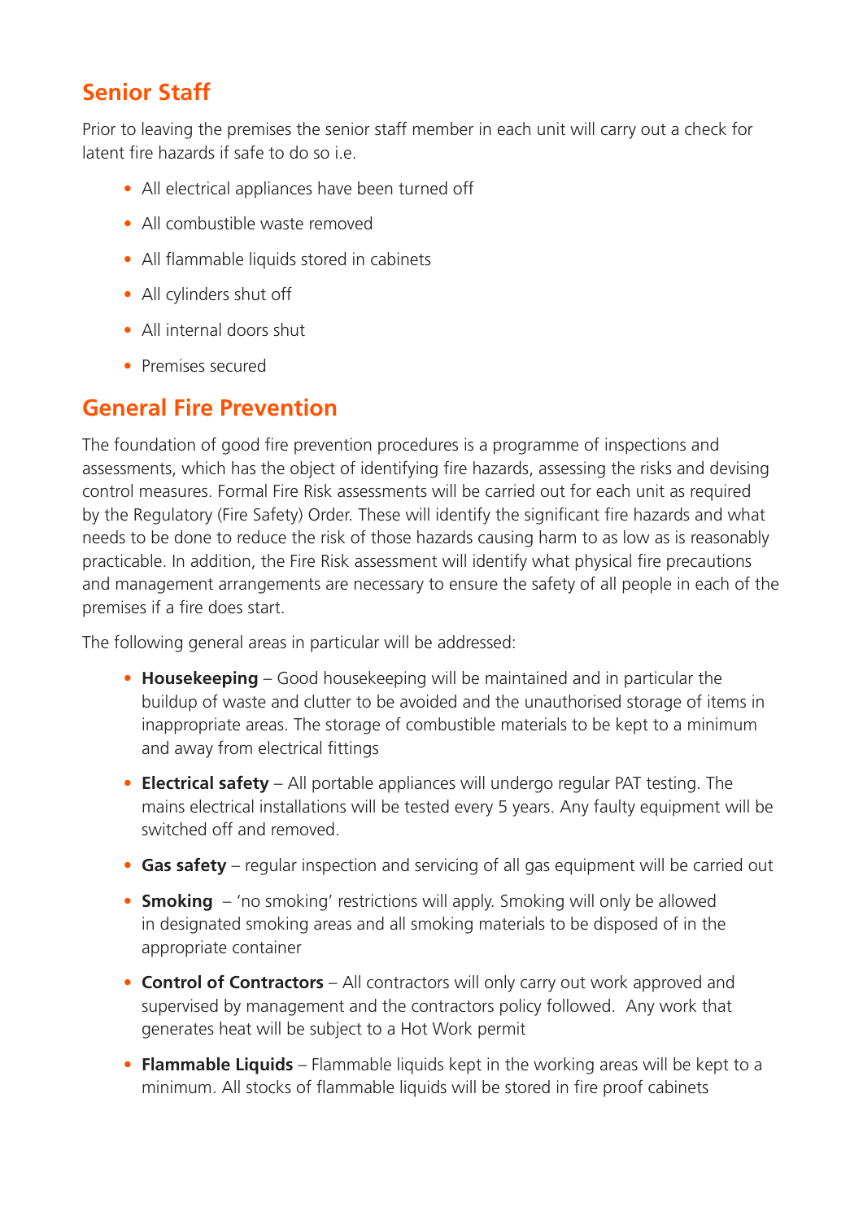## Senior Staff

Prior to leaving the premises the senior staff member in each unit will carry out a check for latent fire hazards if safe to do so i.e.

- All electrical appliances have been turned off
- All combustible waste removed
- All flammable liquids stored in cabinets
- All cylinders shut off
- All internal doors shut
- Premises secured

## General Fire Prevention

The foundation of good fire prevention procedures is a programme of inspections and assessments, which has the object of identifying fire hazards, assessing the risks and devising control measures. Formal Fire Risk assessments will be carried out for each unit as required by the Regulatory (Fire Safety) Order. These will identify the significant fire hazards and what needs to be done to reduce the risk of those hazards causing harm to as low as is reasonably practicable. In addition, the Fire Risk assessment will identify what physical fire precautions and management arrangements are necessary to ensure the safety of all people in each of the premises if a fire does start.

The following general areas in particular will be addressed:

- **Housekeeping** – Good housekeeping will be maintained and in particular the buildup of waste and clutter to be avoided and the unauthorised storage of items in inappropriate areas. The storage of combustible materials to be kept to a minimum and away from electrical fittings
- **Electrical safety** – All portable appliances will undergo regular PAT testing. The mains electrical installations will be tested every 5 years. Any faulty equipment will be switched off and removed.
- **Gas safety** – regular inspection and servicing of all gas equipment will be carried out
- **Smoking** – 'no smoking' restrictions will apply. Smoking will only be allowed in designated smoking areas and all smoking materials to be disposed of in the appropriate container
- **Control of Contractors** – All contractors will only carry out work approved and supervised by management and the contractors policy followed. Any work that generates heat will be subject to a Hot Work permit
- **Flammable Liquids** – Flammable liquids kept in the working areas will be kept to a minimum. All stocks of flammable liquids will be stored in fire proof cabinets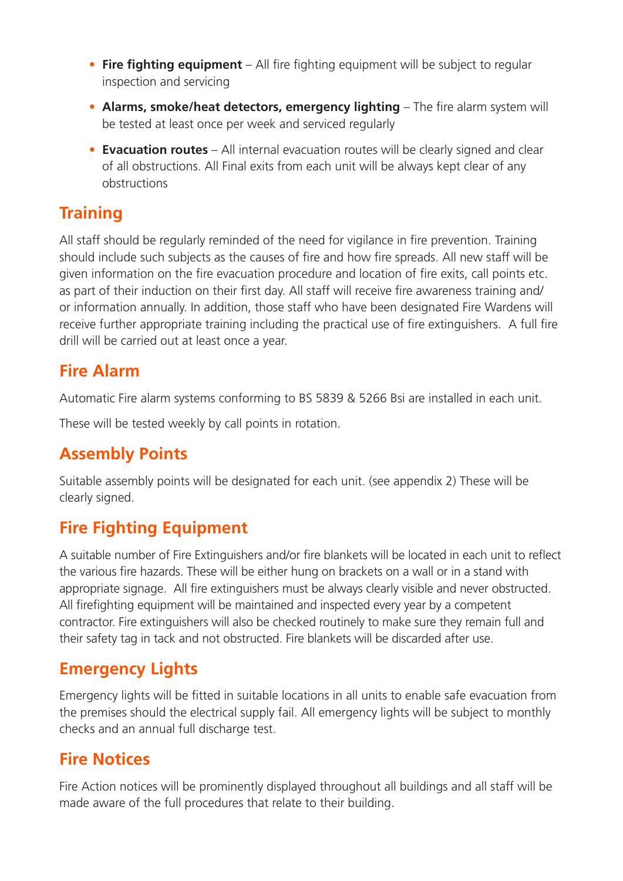- **Fire fighting equipment** – All fire fighting equipment will be subject to regular inspection and servicing
- **Alarms, smoke/heat detectors, emergency lighting** – The fire alarm system will be tested at least once per week and serviced regularly
- **Evacuation routes** – All internal evacuation routes will be clearly signed and clear of all obstructions. All Final exits from each unit will be always kept clear of any obstructions

## Training

All staff should be regularly reminded of the need for vigilance in fire prevention. Training should include such subjects as the causes of fire and how fire spreads. All new staff will be given information on the fire evacuation procedure and location of fire exits, call points etc. as part of their induction on their first day. All staff will receive fire awareness training and/or information annually. In addition, those staff who have been designated Fire Wardens will receive further appropriate training including the practical use of fire extinguishers. A full fire drill will be carried out at least once a year.

## Fire Alarm

Automatic Fire alarm systems conforming to BS 5839 & 5266 Bsi are installed in each unit.

These will be tested weekly by call points in rotation.

## Assembly Points

Suitable assembly points will be designated for each unit. (see appendix 2) These will be clearly signed.

## Fire Fighting Equipment

A suitable number of Fire Extinguishers and/or fire blankets will be located in each unit to reflect the various fire hazards. These will be either hung on brackets on a wall or in a stand with appropriate signage. All fire extinguishers must be always clearly visible and never obstructed. All firefighting equipment will be maintained and inspected every year by a competent contractor. Fire extinguishers will also be checked routinely to make sure they remain full and their safety tag in tack and not obstructed. Fire blankets will be discarded after use.

## Emergency Lights

Emergency lights will be fitted in suitable locations in all units to enable safe evacuation from the premises should the electrical supply fail. All emergency lights will be subject to monthly checks and an annual full discharge test.

## Fire Notices

Fire Action notices will be prominently displayed throughout all buildings and all staff will be made aware of the full procedures that relate to their building.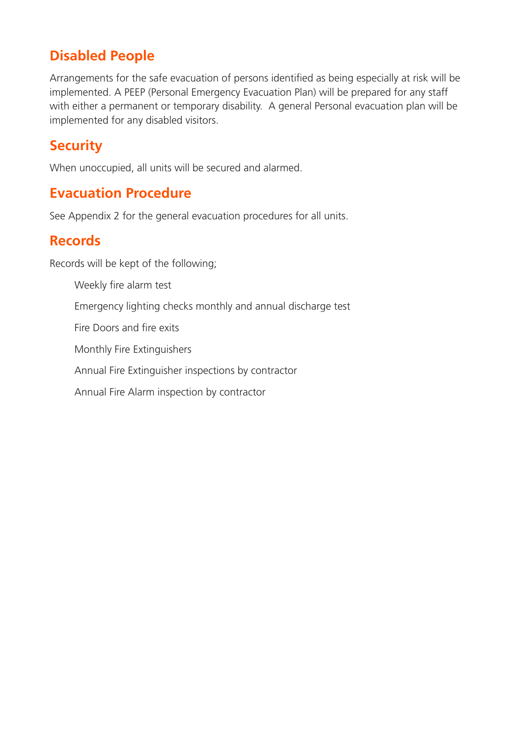## Disabled People

Arrangements for the safe evacuation of persons identified as being especially at risk will be implemented. A PEEP (Personal Emergency Evacuation Plan) will be prepared for any staff with either a permanent or temporary disability.  A general Personal evacuation plan will be implemented for any disabled visitors.

## Security

When unoccupied, all units will be secured and alarmed.

## Evacuation Procedure

See Appendix 2 for the general evacuation procedures for all units.

## Records

Records will be kept of the following;

- Weekly fire alarm test
- Emergency lighting checks monthly and annual discharge test
- Fire Doors and fire exits
- Monthly Fire Extinguishers
- Annual Fire Extinguisher inspections by contractor
- Annual Fire Alarm inspection by contractor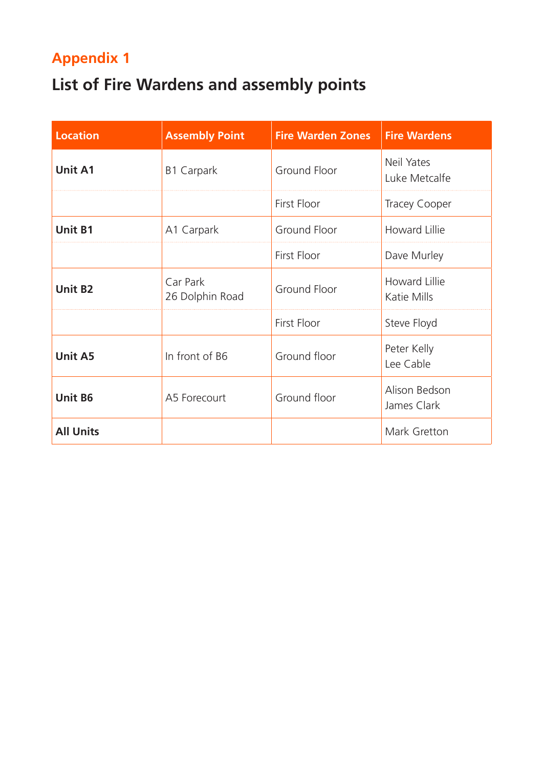## Appendix 1

# List of Fire Wardens and assembly points

| Location | Assembly Point | Fire Warden Zones | Fire Wardens |
|---|---|---|---|
| **Unit A1** | B1 Carpark | Ground Floor | Neil Yates<br>Luke Metcalfe |
| | | First Floor | Tracey Cooper |
| **Unit B1** | A1 Carpark | Ground Floor | Howard Lillie |
| | | First Floor | Dave Murley |
| **Unit B2** | Car Park<br>26 Dolphin Road | Ground Floor | Howard Lillie<br>Katie Mills |
| | | First Floor | Steve Floyd |
| **Unit A5** | In front of B6 | Ground floor | Peter Kelly<br>Lee Cable |
| **Unit B6** | A5 Forecourt | Ground floor | Alison Bedson<br>James Clark |
| **All Units** | | | Mark Gretton |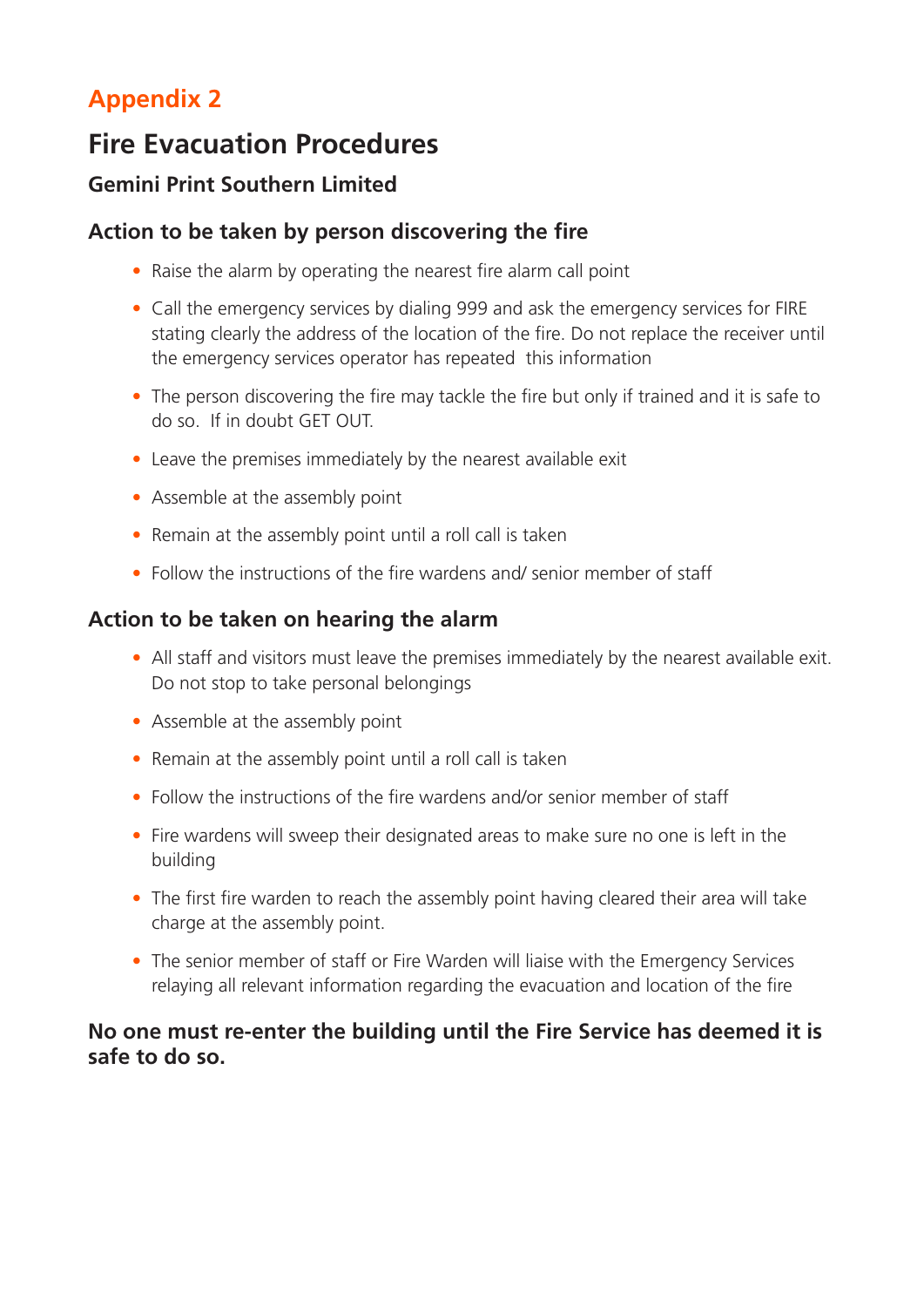## Appendix 2

# Fire Evacuation Procedures

### Gemini Print Southern Limited

### Action to be taken by person discovering the fire

- Raise the alarm by operating the nearest fire alarm call point
- Call the emergency services by dialing 999 and ask the emergency services for FIRE stating clearly the address of the location of the fire. Do not replace the receiver until the emergency services operator has repeated this information
- The person discovering the fire may tackle the fire but only if trained and it is safe to do so. If in doubt GET OUT.
- Leave the premises immediately by the nearest available exit
- Assemble at the assembly point
- Remain at the assembly point until a roll call is taken
- Follow the instructions of the fire wardens and/ senior member of staff

### Action to be taken on hearing the alarm

- All staff and visitors must leave the premises immediately by the nearest available exit. Do not stop to take personal belongings
- Assemble at the assembly point
- Remain at the assembly point until a roll call is taken
- Follow the instructions of the fire wardens and/or senior member of staff
- Fire wardens will sweep their designated areas to make sure no one is left in the building
- The first fire warden to reach the assembly point having cleared their area will take charge at the assembly point.
- The senior member of staff or Fire Warden will liaise with the Emergency Services relaying all relevant information regarding the evacuation and location of the fire

**No one must re-enter the building until the Fire Service has deemed it is safe to do so.**